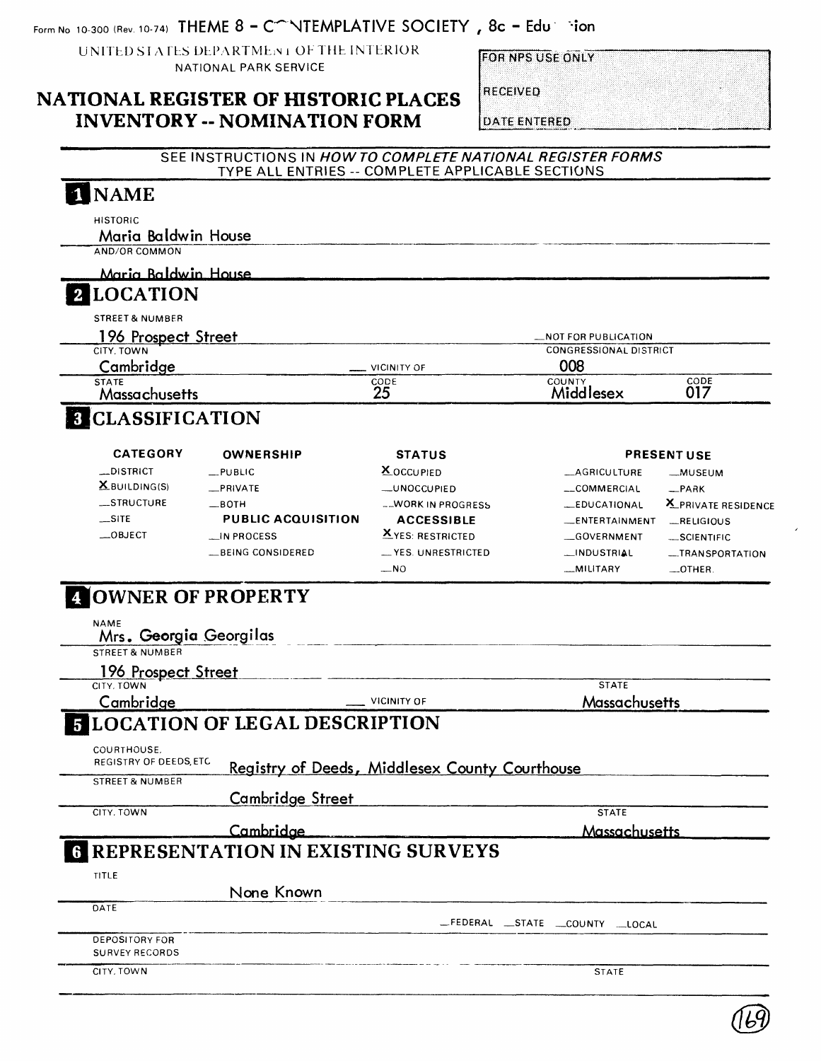Form No 10-300 (Rev. 10-74) THEME 8 - CONTEMPLATIVE SOCIETY , 8c - Education

UNITED STATES DEPARTMENT OF THE INTERIOR
NATIONAL PARK SERVICE

# NATIONAL REGISTER OF HISTORIC PLACES INVENTORY -- NOMINATION FORM

| FOR NPS USE ONLY |
|---|
| RECEIVED |
| DATE ENTERED |

SEE INSTRUCTIONS IN *HOW TO COMPLETE NATIONAL REGISTER FORMS*
TYPE ALL ENTRIES -- COMPLETE APPLICABLE SECTIONS

## 1 NAME

HISTORIC
Maria Baldwin House

AND/OR COMMON
Maria Baldwin House

## 2 LOCATION

STREET & NUMBER
196 Prospect Street

__NOT FOR PUBLICATION

CITY, TOWN
Cambridge

__ VICINITY OF

CONGRESSIONAL DISTRICT
008

STATE
Massachusetts

CODE
25

COUNTY
Middlesex

CODE
017

## 3 CLASSIFICATION

| CATEGORY | OWNERSHIP | STATUS | PRESENT USE | |
|---|---|---|---|---|
| __DISTRICT | __PUBLIC | X OCCUPIED | __AGRICULTURE | __MUSEUM |
| X BUILDING(S) | __PRIVATE | __UNOCCUPIED | __COMMERCIAL | __PARK |
| __STRUCTURE | __BOTH | __WORK IN PROGRESS | __EDUCATIONAL | X PRIVATE RESIDENCE |
| __SITE | **PUBLIC ACQUISITION** | **ACCESSIBLE** | __ENTERTAINMENT | __RELIGIOUS |
| __OBJECT | __IN PROCESS | X YES: RESTRICTED | __GOVERNMENT | __SCIENTIFIC |
| | __BEING CONSIDERED | __YES: UNRESTRICTED | __INDUSTRIAL | __TRANSPORTATION |
| | | __NO | __MILITARY | __OTHER: |

## 4 OWNER OF PROPERTY

NAME
Mrs. Georgia Georgilas

STREET & NUMBER
196 Prospect Street

CITY, TOWN
Cambridge

__ VICINITY OF

STATE
Massachusetts

## 5 LOCATION OF LEGAL DESCRIPTION

COURTHOUSE, REGISTRY OF DEEDS, ETC.
Registry of Deeds, Middlesex County Courthouse

STREET & NUMBER
Cambridge Street

CITY, TOWN
Cambridge

STATE
Massachusetts

## 6 REPRESENTATION IN EXISTING SURVEYS

TITLE
None Known

DATE

__FEDERAL __STATE __COUNTY __LOCAL

DEPOSITORY FOR SURVEY RECORDS

CITY, TOWN

STATE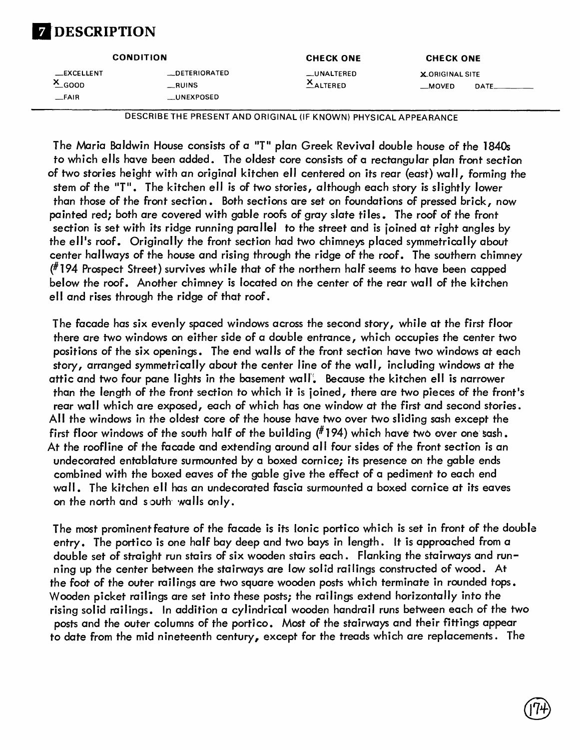# 7 DESCRIPTION

| CONDITION | | CHECK ONE | CHECK ONE |
|---|---|---|---|
| __EXCELLENT | __DETERIORATED | __UNALTERED | X ORIGINAL SITE |
| X GOOD | __RUINS | X ALTERED | __MOVED DATE______ |
| __FAIR | __UNEXPOSED | | |

DESCRIBE THE PRESENT AND ORIGINAL (IF KNOWN) PHYSICAL APPEARANCE

The Maria Baldwin House consists of a "T" plan Greek Revival double house of the 1840s to which ells have been added. The oldest core consists of a rectangular plan front section of two stories height with an original kitchen ell centered on its rear (east) wall, forming the stem of the "T". The kitchen ell is of two stories, although each story is slightly lower than those of the front section. Both sections are set on foundations of pressed brick, now painted red; both are covered with gable roofs of gray slate tiles. The roof of the front section is set with its ridge running parallel to the street and is joined at right angles by the ell's roof. Originally the front section had two chimneys placed symmetrically about center hallways of the house and rising through the ridge of the roof. The southern chimney (#194 Prospect Street) survives while that of the northern half seems to have been capped below the roof. Another chimney is located on the center of the rear wall of the kitchen ell and rises through the ridge of that roof.

The facade has six evenly spaced windows across the second story, while at the first floor there are two windows on either side of a double entrance, which occupies the center two positions of the six openings. The end walls of the front section have two windows at each story, arranged symmetrically about the center line of the wall, including windows at the attic and two four pane lights in the basement wall. Because the kitchen ell is narrower than the length of the front section to which it is joined, there are two pieces of the front's rear wall which are exposed, each of which has one window at the first and second stories. All the windows in the oldest core of the house have two over two sliding sash except the first floor windows of the south half of the building (#194) which have two over one sash. At the roofline of the facade and extending around all four sides of the front section is an undecorated entablature surmounted by a boxed cornice; its presence on the gable ends combined with the boxed eaves of the gable give the effect of a pediment to each end wall. The kitchen ell has an undecorated fascia surmounted a boxed cornice at its eaves on the north and south walls only.

The most prominent feature of the facade is its Ionic portico which is set in front of the double entry. The portico is one half bay deep and two bays in length. It is approached from a double set of straight run stairs of six wooden stairs each. Flanking the stairways and running up the center between the stairways are low solid railings constructed of wood. At the foot of the outer railings are two square wooden posts which terminate in rounded tops. Wooden picket railings are set into these posts; the railings extend horizontally into the rising solid railings. In addition a cylindrical wooden handrail runs between each of the two posts and the outer columns of the portico. Most of the stairways and their fittings appear to date from the mid nineteenth century, except for the treads which are replacements. The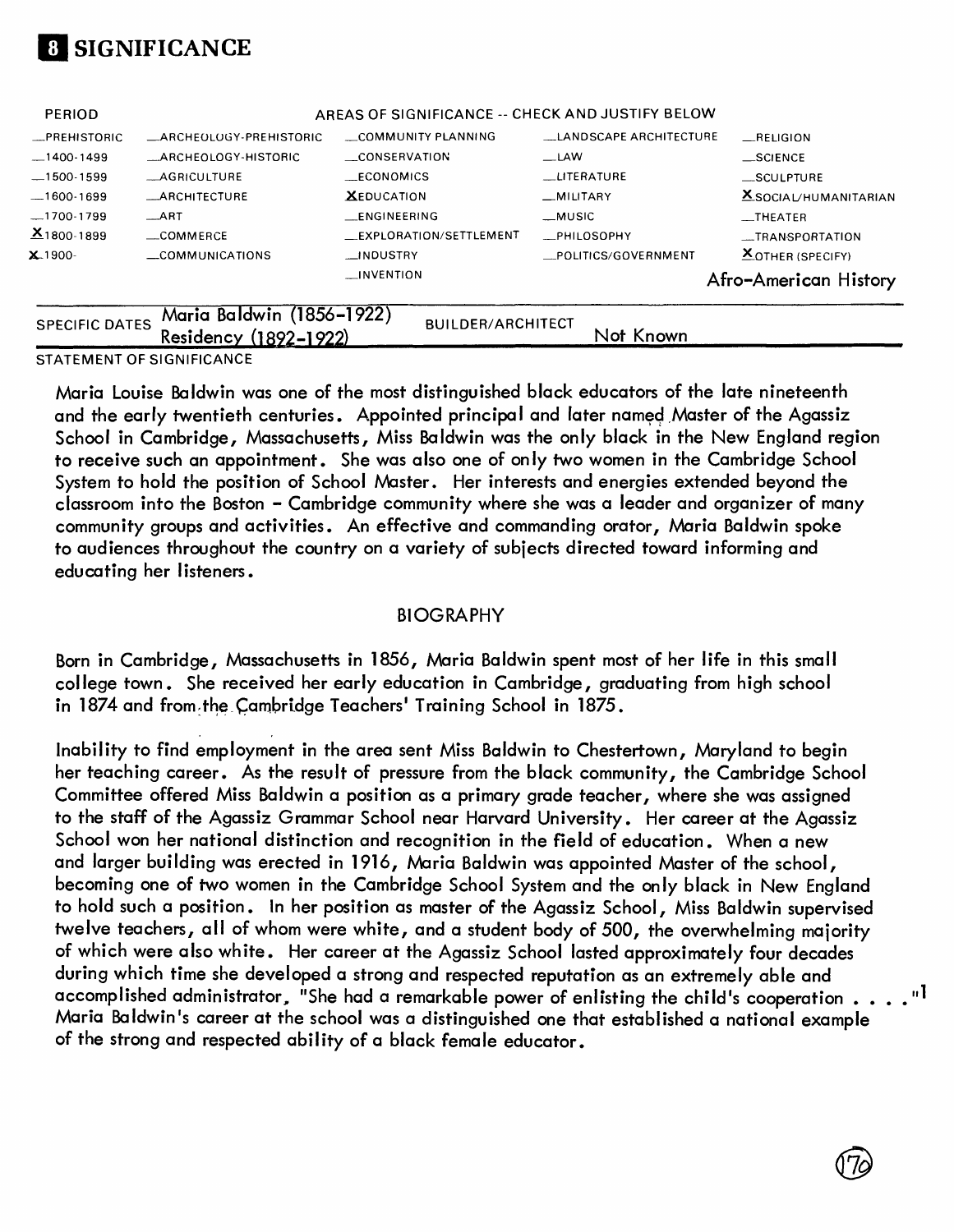# 8 SIGNIFICANCE

| PERIOD | AREAS OF SIGNIFICANCE -- CHECK AND JUSTIFY BELOW | | | |
|---|---|---|---|---|
| _PREHISTORIC | _ARCHEOLOGY-PREHISTORIC | _COMMUNITY PLANNING | _LANDSCAPE ARCHITECTURE | _RELIGION |
| _1400-1499 | _ARCHEOLOGY-HISTORIC | _CONSERVATION | _LAW | _SCIENCE |
| _1500-1599 | _AGRICULTURE | _ECONOMICS | _LITERATURE | _SCULPTURE |
| _1600-1699 | _ARCHITECTURE | X EDUCATION | _MILITARY | X SOCIAL/HUMANITARIAN |
| _1700-1799 | _ART | _ENGINEERING | _MUSIC | _THEATER |
| X 1800-1899 | _COMMERCE | _EXPLORATION/SETTLEMENT | _PHILOSOPHY | _TRANSPORTATION |
| X 1900- | _COMMUNICATIONS | _INDUSTRY | _POLITICS/GOVERNMENT | X OTHER (SPECIFY) |
| | | _INVENTION | | Afro-American History |

SPECIFIC DATES Maria Baldwin (1856-1922) Residency (1892-1922) BUILDER/ARCHITECT Not Known

STATEMENT OF SIGNIFICANCE

Maria Louise Baldwin was one of the most distinguished black educators of the late nineteenth and the early twentieth centuries. Appointed principal and later named Master of the Agassiz School in Cambridge, Massachusetts, Miss Baldwin was the only black in the New England region to receive such an appointment. She was also one of only two women in the Cambridge School System to hold the position of School Master. Her interests and energies extended beyond the classroom into the Boston - Cambridge community where she was a leader and organizer of many community groups and activities. An effective and commanding orator, Maria Baldwin spoke to audiences throughout the country on a variety of subjects directed toward informing and educating her listeners.

## BIOGRAPHY

Born in Cambridge, Massachusetts in 1856, Maria Baldwin spent most of her life in this small college town. She received her early education in Cambridge, graduating from high school in 1874 and from the Cambridge Teachers' Training School in 1875.

Inability to find employment in the area sent Miss Baldwin to Chestertown, Maryland to begin her teaching career. As the result of pressure from the black community, the Cambridge School Committee offered Miss Baldwin a position as a primary grade teacher, where she was assigned to the staff of the Agassiz Grammar School near Harvard University. Her career at the Agassiz School won her national distinction and recognition in the field of education. When a new and larger building was erected in 1916, Maria Baldwin was appointed Master of the school, becoming one of two women in the Cambridge School System and the only black in New England to hold such a position. In her position as master of the Agassiz School, Miss Baldwin supervised twelve teachers, all of whom were white, and a student body of 500, the overwhelming majority of which were also white. Her career at the Agassiz School lasted approximately four decades during which time she developed a strong and respected reputation as an extremely able and accomplished administrator, "She had a remarkable power of enlisting the child's cooperation . . . ."[1] Maria Baldwin's career at the school was a distinguished one that established a national example of the strong and respected ability of a black female educator.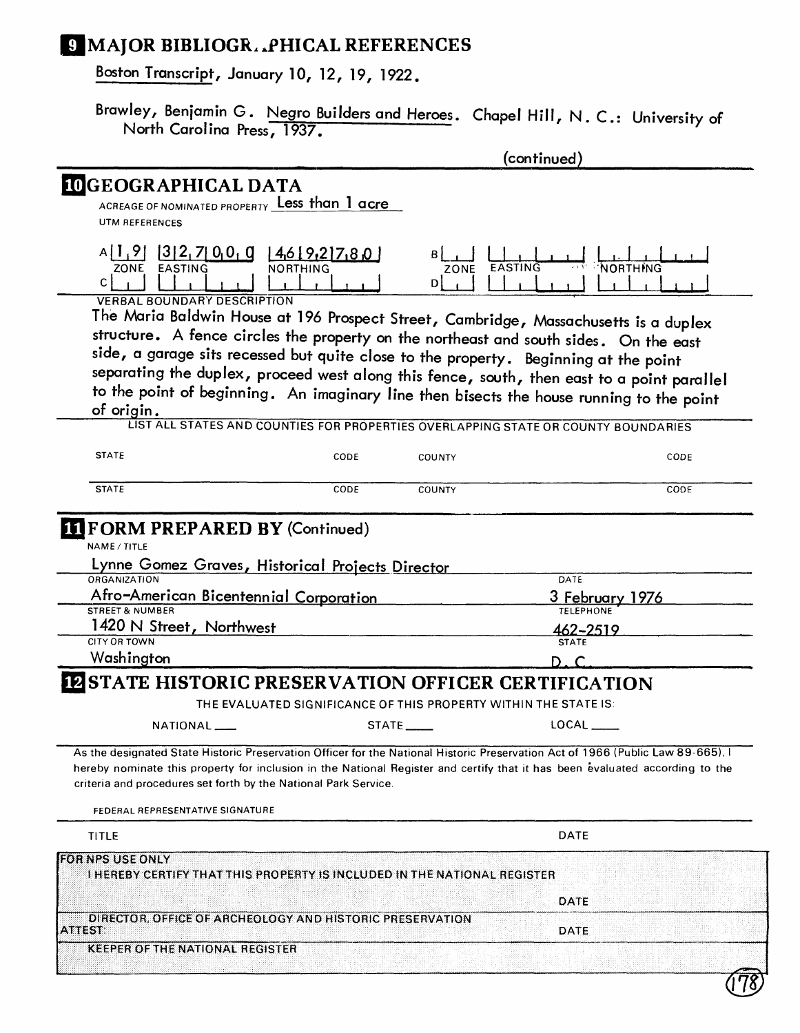## 9 MAJOR BIBLIOGRAPHICAL REFERENCES

Boston Transcript, January 10, 12, 19, 1922.

Brawley, Benjamin G. Negro Builders and Heroes. Chapel Hill, N. C.: University of North Carolina Press, 1937.

(continued)

## 10 GEOGRAPHICAL DATA

ACREAGE OF NOMINATED PROPERTY Less than 1 acre

UTM REFERENCES

| | ZONE | EASTING | NORTHING | | ZONE | EASTING | NORTHING |
|---|---|---|---|---|---|---|---|
| A | 19 | 327000 | 4692780 | B | | | |
| C | | | | D | | | |

VERBAL BOUNDARY DESCRIPTION

The Maria Baldwin House at 196 Prospect Street, Cambridge, Massachusetts is a duplex structure. A fence circles the property on the northeast and south sides. On the east side, a garage sits recessed but quite close to the property. Beginning at the point separating the duplex, proceed west along this fence, south, then east to a point parallel to the point of beginning. An imaginary line then bisects the house running to the point of origin.

LIST ALL STATES AND COUNTIES FOR PROPERTIES OVERLAPPING STATE OR COUNTY BOUNDARIES

| STATE | CODE | COUNTY | CODE |
|---|---|---|---|
| STATE | CODE | COUNTY | CODE |

## 11 FORM PREPARED BY (Continued)

NAME / TITLE
Lynne Gomez Graves, Historical Projects Director

ORGANIZATION
Afro-American Bicentennial Corporation

DATE
3 February 1976

STREET & NUMBER
1420 N Street, Northwest

TELEPHONE
462-2519

CITY OR TOWN
Washington

STATE
D. C.

## 12 STATE HISTORIC PRESERVATION OFFICER CERTIFICATION

THE EVALUATED SIGNIFICANCE OF THIS PROPERTY WITHIN THE STATE IS:

NATIONAL ___ STATE ___ LOCAL ___

As the designated State Historic Preservation Officer for the National Historic Preservation Act of 1966 (Public Law 89-665), I hereby nominate this property for inclusion in the National Register and certify that it has been evaluated according to the criteria and procedures set forth by the National Park Service.

FEDERAL REPRESENTATIVE SIGNATURE

TITLE DATE

FOR NPS USE ONLY

I HEREBY CERTIFY THAT THIS PROPERTY IS INCLUDED IN THE NATIONAL REGISTER

DATE

DIRECTOR, OFFICE OF ARCHEOLOGY AND HISTORIC PRESERVATION

ATTEST: DATE

KEEPER OF THE NATIONAL REGISTER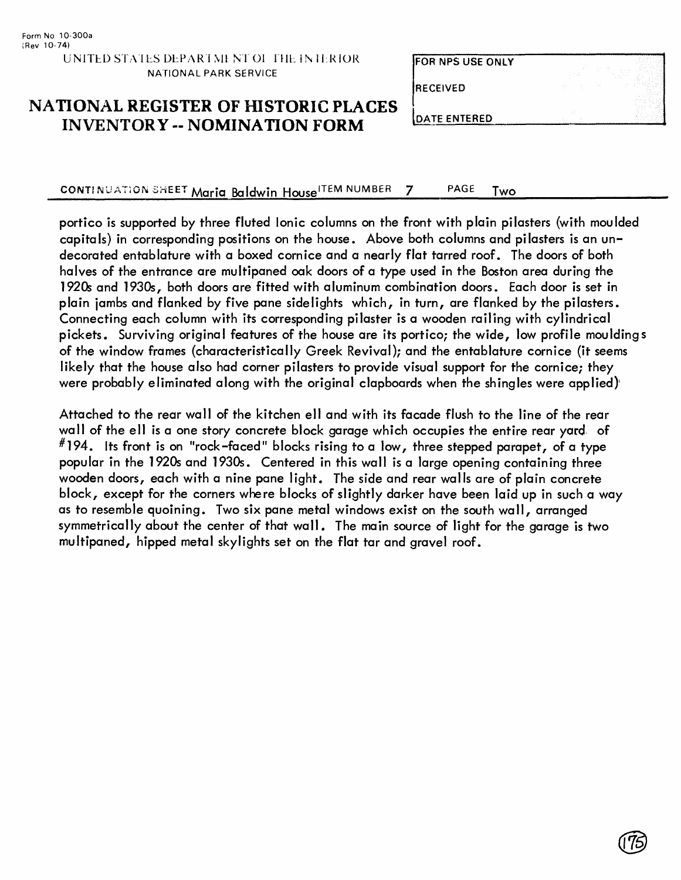Form No 10-300a
(Rev 10-74)

UNITED STATES DEPARTMENT OF THE INTERIOR
NATIONAL PARK SERVICE

# NATIONAL REGISTER OF HISTORIC PLACES INVENTORY -- NOMINATION FORM

| FOR NPS USE ONLY |
|---|
| RECEIVED |
| DATE ENTERED |

CONTINUATION SHEET Maria Baldwin House ITEM NUMBER 7 PAGE Two

portico is supported by three fluted Ionic columns on the front with plain pilasters (with moulded capitals) in corresponding positions on the house. Above both columns and pilasters is an undecorated entablature with a boxed cornice and a nearly flat tarred roof. The doors of both halves of the entrance are multipaned oak doors of a type used in the Boston area during the 1920s and 1930s, both doors are fitted with aluminum combination doors. Each door is set in plain jambs and flanked by five pane sidelights which, in turn, are flanked by the pilasters. Connecting each column with its corresponding pilaster is a wooden railing with cylindrical pickets. Surviving original features of the house are its portico; the wide, low profile mouldings of the window frames (characteristically Greek Revival); and the entablature cornice (it seems likely that the house also had corner pilasters to provide visual support for the cornice; they were probably eliminated along with the original clapboards when the shingles were applied)

Attached to the rear wall of the kitchen ell and with its facade flush to the line of the rear wall of the ell is a one story concrete block garage which occupies the entire rear yard of #194. Its front is on "rock-faced" blocks rising to a low, three stepped parapet, of a type popular in the 1920s and 1930s. Centered in this wall is a large opening containing three wooden doors, each with a nine pane light. The side and rear walls are of plain concrete block, except for the corners where blocks of slightly darker have been laid up in such a way as to resemble quoining. Two six pane metal windows exist on the south wall, arranged symmetrically about the center of that wall. The main source of light for the garage is two multipaned, hipped metal skylights set on the flat tar and gravel roof.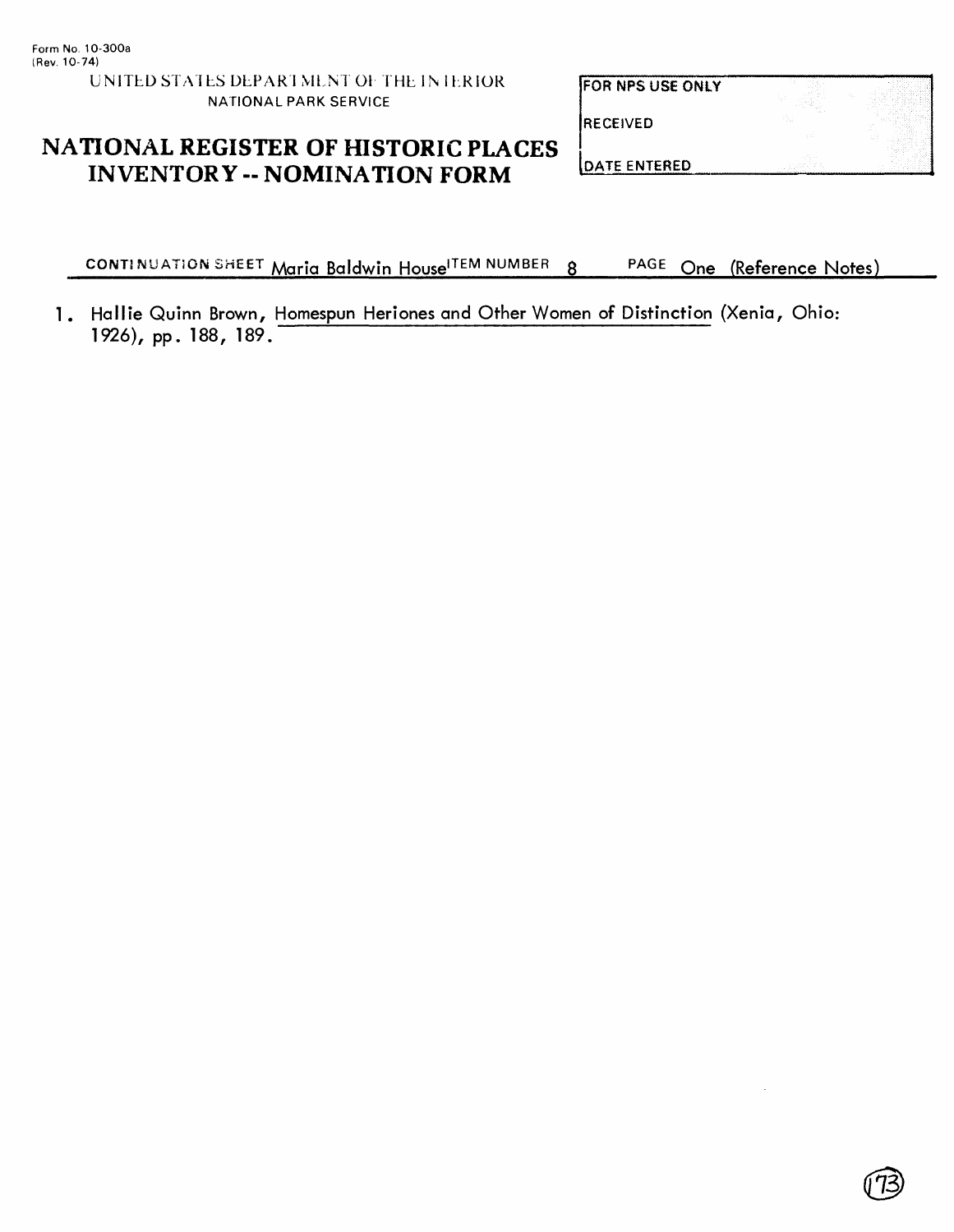Form No. 10-300a
(Rev. 10-74)

UNITED STATES DEPARTMENT OF THE INTERIOR
NATIONAL PARK SERVICE

# NATIONAL REGISTER OF HISTORIC PLACES INVENTORY -- NOMINATION FORM

| FOR NPS USE ONLY |
| --- |
| RECEIVED |
| DATE ENTERED |

CONTINUATION SHEET Maria Baldwin House ITEM NUMBER 8 PAGE One (Reference Notes)

1. Hallie Quinn Brown, Homespun Heriones and Other Women of Distinction (Xenia, Ohio: 1926), pp. 188, 189.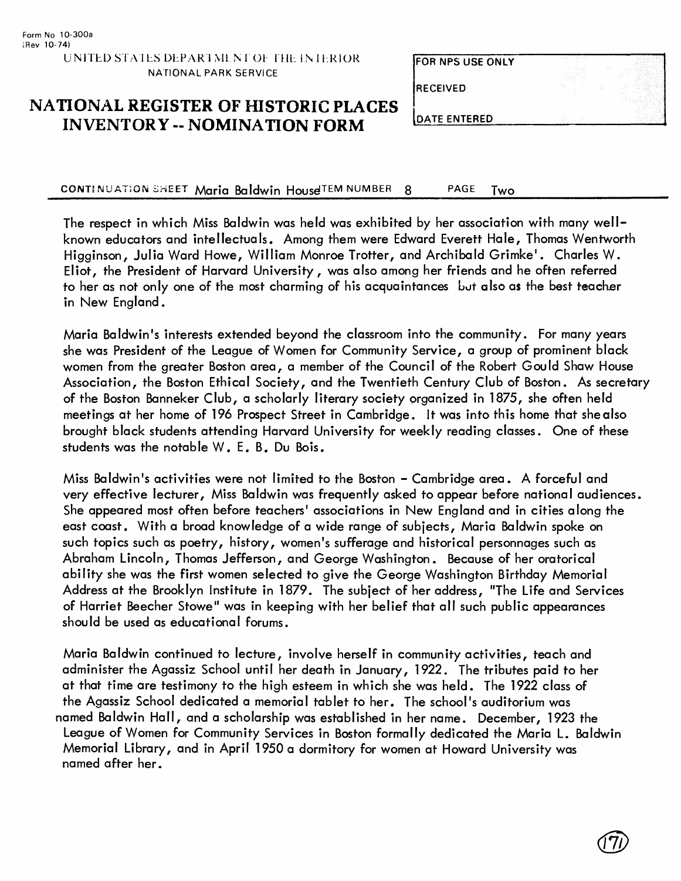Form No 10-300a
(Rev 10-74)

UNITED STATES DEPARTMENT OF THE INTERIOR
NATIONAL PARK SERVICE

# NATIONAL REGISTER OF HISTORIC PLACES INVENTORY -- NOMINATION FORM

| FOR NPS USE ONLY |
| --- |
| RECEIVED |
| DATE ENTERED |

CONTINUATION SHEET Maria Baldwin House ITEM NUMBER 8 PAGE Two

The respect in which Miss Baldwin was held was exhibited by her association with many well-known educators and intellectuals. Among them were Edward Everett Hale, Thomas Wentworth Higginson, Julia Ward Howe, William Monroe Trotter, and Archibald Grimke'. Charles W. Eliot, the President of Harvard University, was also among her friends and he often referred to her as not only one of the most charming of his acquaintances but also as the best teacher in New England.

Maria Baldwin's interests extended beyond the classroom into the community. For many years she was President of the League of Women for Community Service, a group of prominent black women from the greater Boston area, a member of the Council of the Robert Gould Shaw House Association, the Boston Ethical Society, and the Twentieth Century Club of Boston. As secretary of the Boston Banneker Club, a scholarly literary society organized in 1875, she often held meetings at her home of 196 Prospect Street in Cambridge. It was into this home that she also brought black students attending Harvard University for weekly reading classes. One of these students was the notable W. E. B. Du Bois.

Miss Baldwin's activities were not limited to the Boston - Cambridge area. A forceful and very effective lecturer, Miss Baldwin was frequently asked to appear before national audiences. She appeared most often before teachers' associations in New England and in cities along the east coast. With a broad knowledge of a wide range of subjects, Maria Baldwin spoke on such topics such as poetry, history, women's sufferage and historical personnages such as Abraham Lincoln, Thomas Jefferson, and George Washington. Because of her oratorical ability she was the first women selected to give the George Washington Birthday Memorial Address at the Brooklyn Institute in 1879. The subject of her address, "The Life and Services of Harriet Beecher Stowe" was in keeping with her belief that all such public appearances should be used as educational forums.

Maria Baldwin continued to lecture, involve herself in community activities, teach and administer the Agassiz School until her death in January, 1922. The tributes paid to her at that time are testimony to the high esteem in which she was held. The 1922 class of the Agassiz School dedicated a memorial tablet to her. The school's auditorium was named Baldwin Hall, and a scholarship was established in her name. December, 1923 the League of Women for Community Services in Boston formally dedicated the Maria L. Baldwin Memorial Library, and in April 1950 a dormitory for women at Howard University was named after her.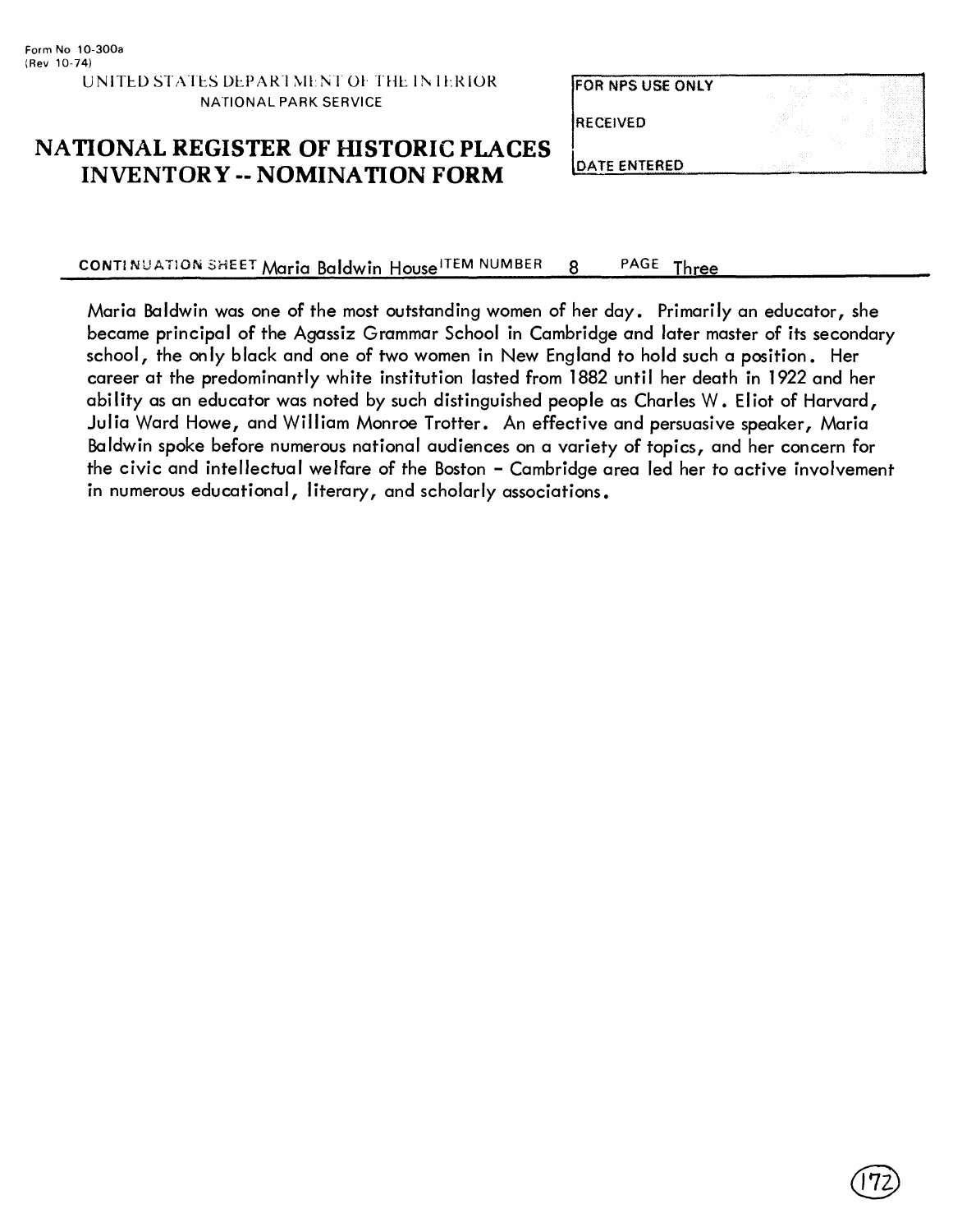Form No 10-300a
(Rev 10-74)

UNITED STATES DEPARTMENT OF THE INTERIOR
NATIONAL PARK SERVICE

# NATIONAL REGISTER OF HISTORIC PLACES INVENTORY -- NOMINATION FORM

| FOR NPS USE ONLY |
| --- |
| RECEIVED |
| DATE ENTERED |

CONTINUATION SHEET Maria Baldwin House ITEM NUMBER 8 PAGE Three

Maria Baldwin was one of the most outstanding women of her day. Primarily an educator, she became principal of the Agassiz Grammar School in Cambridge and later master of its secondary school, the only black and one of two women in New England to hold such a position. Her career at the predominantly white institution lasted from 1882 until her death in 1922 and her ability as an educator was noted by such distinguished people as Charles W. Eliot of Harvard, Julia Ward Howe, and William Monroe Trotter. An effective and persuasive speaker, Maria Baldwin spoke before numerous national audiences on a variety of topics, and her concern for the civic and intellectual welfare of the Boston - Cambridge area led her to active involvement in numerous educational, literary, and scholarly associations.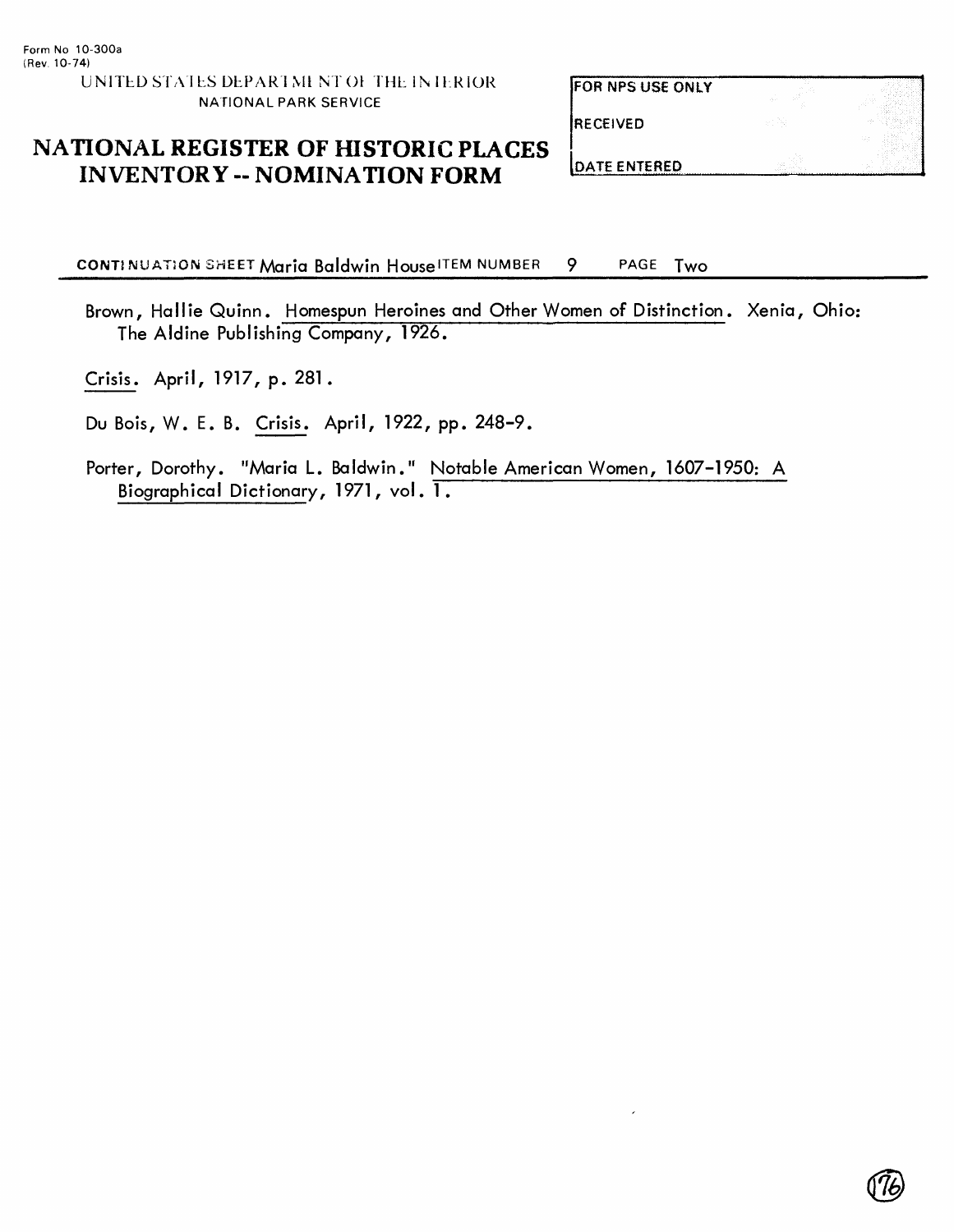Form No 10-300a
(Rev. 10-74)

UNITED STATES DEPARTMENT OF THE INTERIOR
NATIONAL PARK SERVICE

# NATIONAL REGISTER OF HISTORIC PLACES INVENTORY -- NOMINATION FORM

| FOR NPS USE ONLY |
| --- |
| RECEIVED |
| DATE ENTERED |

CONTINUATION SHEET Maria Baldwin House ITEM NUMBER 9 PAGE Two

Brown, Hallie Quinn. Homespun Heroines and Other Women of Distinction. Xenia, Ohio: The Aldine Publishing Company, 1926.

Crisis. April, 1917, p. 281.

Du Bois, W. E. B. Crisis. April, 1922, pp. 248-9.

Porter, Dorothy. "Maria L. Baldwin." Notable American Women, 1607-1950: A Biographical Dictionary, 1971, vol. 1.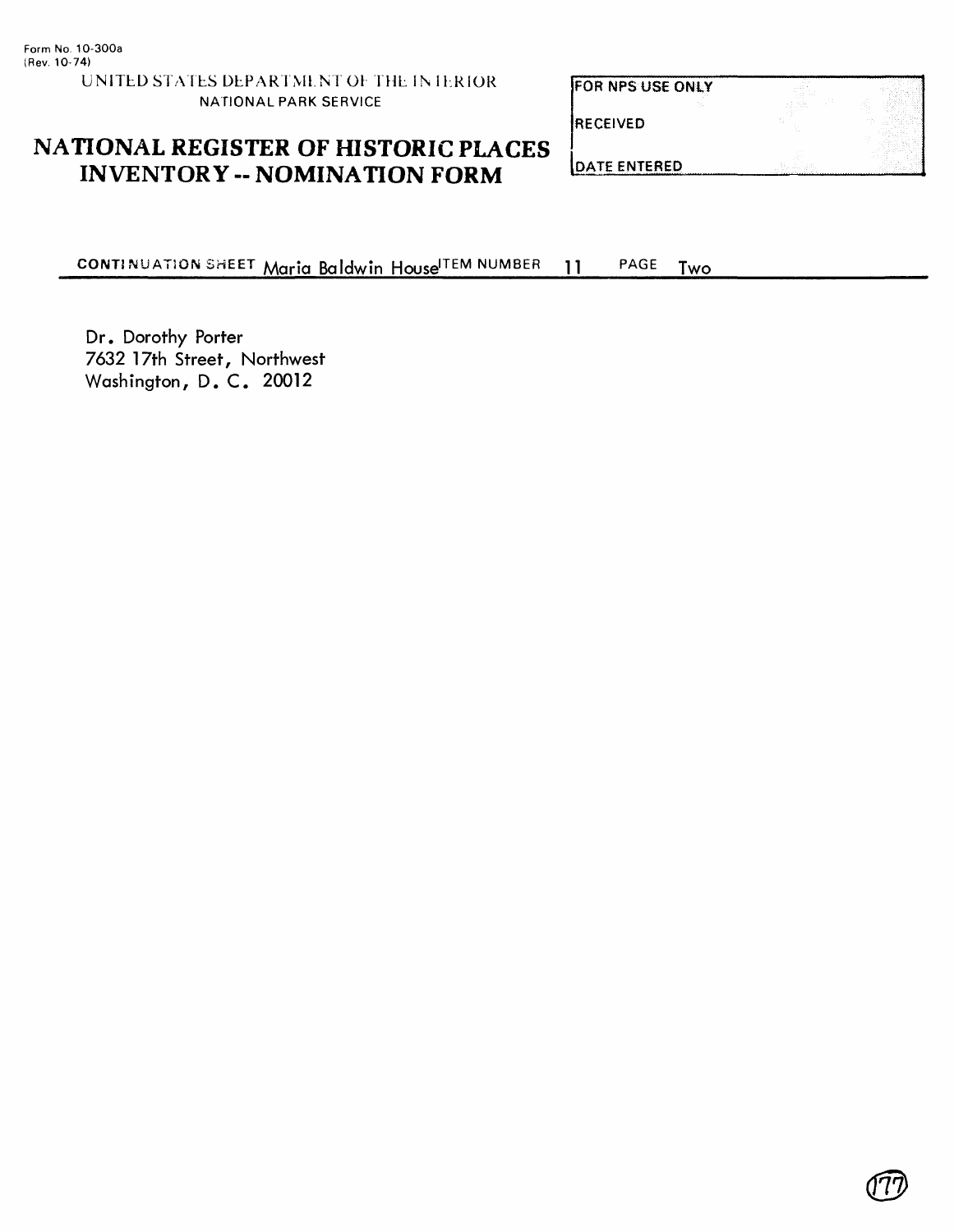Form No. 10-300a
(Rev. 10-74)

UNITED STATES DEPARTMENT OF THE INTERIOR
NATIONAL PARK SERVICE

# NATIONAL REGISTER OF HISTORIC PLACES INVENTORY -- NOMINATION FORM

| FOR NPS USE ONLY |
|---|
| RECEIVED |
| DATE ENTERED |

CONTINUATION SHEET Maria Baldwin House ITEM NUMBER 11 PAGE Two

Dr. Dorothy Porter
7632 17th Street, Northwest
Washington, D. C. 20012